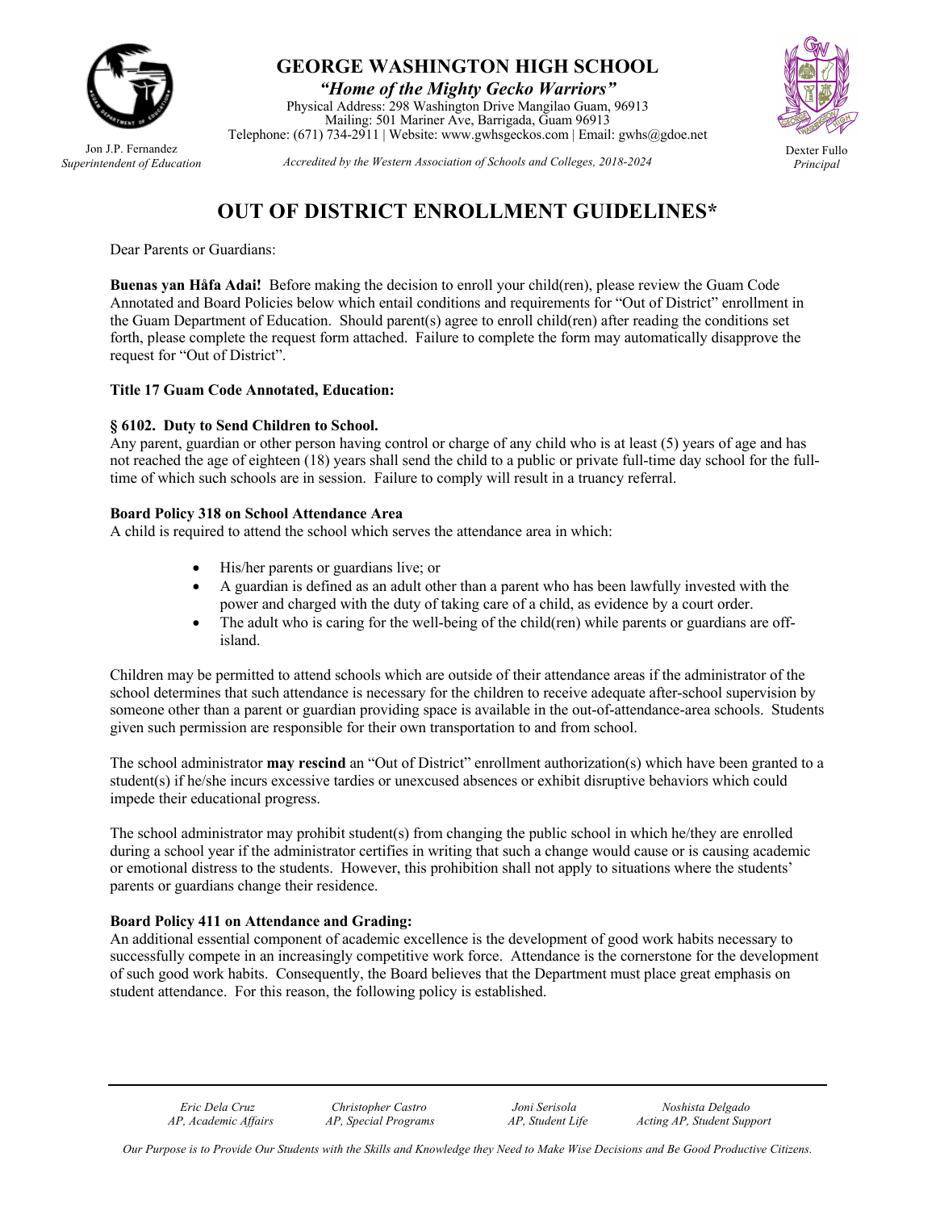# GEORGE WASHINGTON HIGH SCHOOL

***"Home of the Mighty Gecko Warriors"***

Physical Address: 298 Washington Drive Mangilao Guam, 96913
Mailing: 501 Mariner Ave, Barrigada, Guam 96913
Telephone: (671) 734-2911 | Website: www.gwhsgeckos.com | Email: gwhs@gdoe.net

*Accredited by the Western Association of Schools and Colleges, 2018-2024*

Jon J.P. Fernandez
*Superintendent of Education*

Dexter Fullo
*Principal*

## OUT OF DISTRICT ENROLLMENT GUIDELINES*

Dear Parents or Guardians:

**Buenas yan Håfa Adai!** Before making the decision to enroll your child(ren), please review the Guam Code Annotated and Board Policies below which entail conditions and requirements for "Out of District" enrollment in the Guam Department of Education. Should parent(s) agree to enroll child(ren) after reading the conditions set forth, please complete the request form attached. Failure to complete the form may automatically disapprove the request for "Out of District".

**Title 17 Guam Code Annotated, Education:**

**§ 6102. Duty to Send Children to School.**
Any parent, guardian or other person having control or charge of any child who is at least (5) years of age and has not reached the age of eighteen (18) years shall send the child to a public or private full-time day school for the full-time of which such schools are in session. Failure to comply will result in a truancy referral.

**Board Policy 318 on School Attendance Area**
A child is required to attend the school which serves the attendance area in which:

- His/her parents or guardians live; or
- A guardian is defined as an adult other than a parent who has been lawfully invested with the power and charged with the duty of taking care of a child, as evidence by a court order.
- The adult who is caring for the well-being of the child(ren) while parents or guardians are off-island.

Children may be permitted to attend schools which are outside of their attendance areas if the administrator of the school determines that such attendance is necessary for the children to receive adequate after-school supervision by someone other than a parent or guardian providing space is available in the out-of-attendance-area schools. Students given such permission are responsible for their own transportation to and from school.

The school administrator **may rescind** an "Out of District" enrollment authorization(s) which have been granted to a student(s) if he/she incurs excessive tardies or unexcused absences or exhibit disruptive behaviors which could impede their educational progress.

The school administrator may prohibit student(s) from changing the public school in which he/they are enrolled during a school year if the administrator certifies in writing that such a change would cause or is causing academic or emotional distress to the students. However, this prohibition shall not apply to situations where the students' parents or guardians change their residence.

**Board Policy 411 on Attendance and Grading:**
An additional essential component of academic excellence is the development of good work habits necessary to successfully compete in an increasingly competitive work force. Attendance is the cornerstone for the development of such good work habits. Consequently, the Board believes that the Department must place great emphasis on student attendance. For this reason, the following policy is established.

*Eric Dela Cruz, AP, Academic Affairs* | *Christopher Castro, AP, Special Programs* | *Joni Serisola, AP, Student Life* | *Noshista Delgado, Acting AP, Student Support*

*Our Purpose is to Provide Our Students with the Skills and Knowledge they Need to Make Wise Decisions and Be Good Productive Citizens.*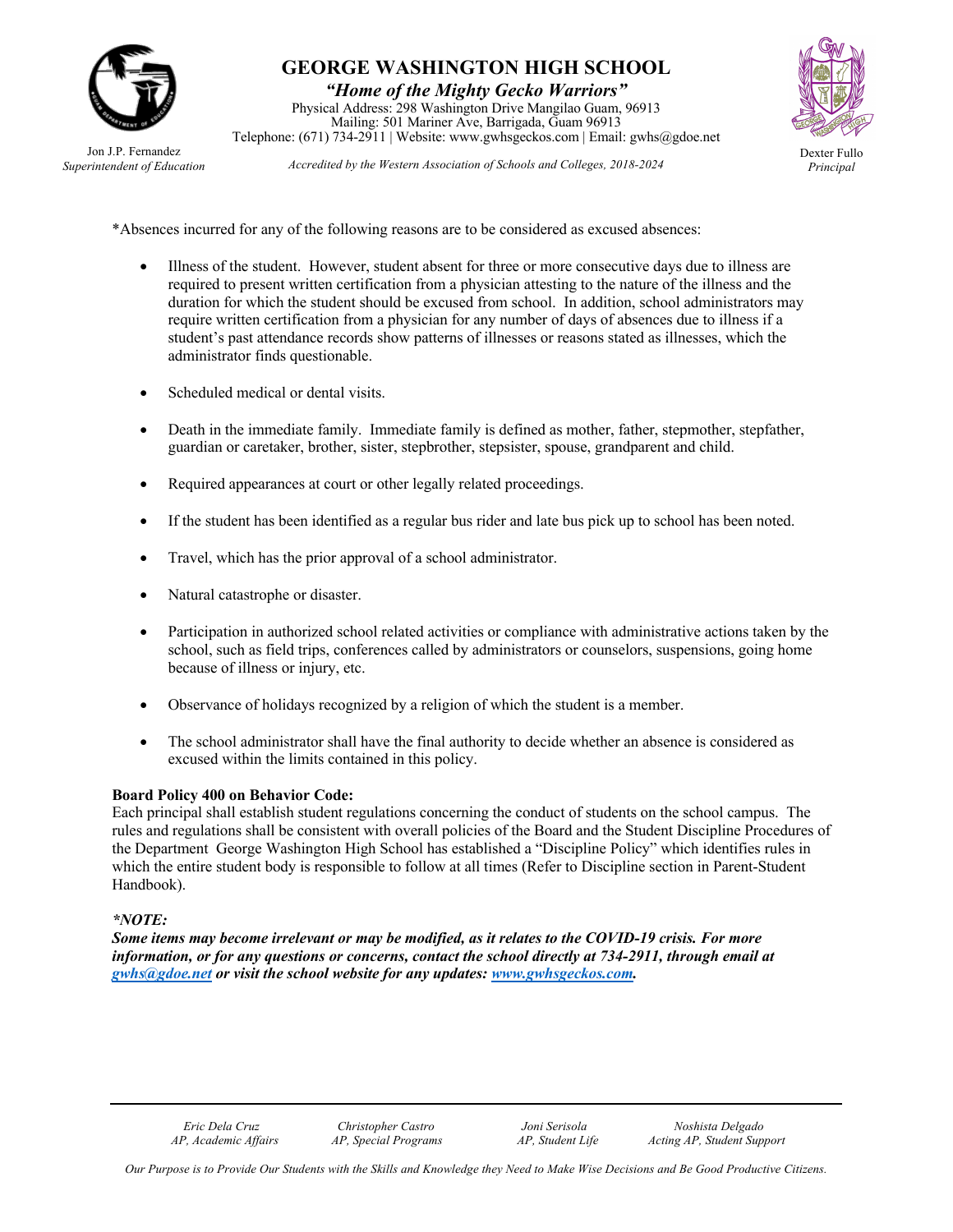*Absences incurred for any of the following reasons are to be considered as excused absences:

- Illness of the student. However, student absent for three or more consecutive days due to illness are required to present written certification from a physician attesting to the nature of the illness and the duration for which the student should be excused from school. In addition, school administrators may require written certification from a physician for any number of days of absences due to illness if a student's past attendance records show patterns of illnesses or reasons stated as illnesses, which the administrator finds questionable.
- Scheduled medical or dental visits.
- Death in the immediate family. Immediate family is defined as mother, father, stepmother, stepfather, guardian or caretaker, brother, sister, stepbrother, stepsister, spouse, grandparent and child.
- Required appearances at court or other legally related proceedings.
- If the student has been identified as a regular bus rider and late bus pick up to school has been noted.
- Travel, which has the prior approval of a school administrator.
- Natural catastrophe or disaster.
- Participation in authorized school related activities or compliance with administrative actions taken by the school, such as field trips, conferences called by administrators or counselors, suspensions, going home because of illness or injury, etc.
- Observance of holidays recognized by a religion of which the student is a member.
- The school administrator shall have the final authority to decide whether an absence is considered as excused within the limits contained in this policy.

**Board Policy 400 on Behavior Code:**
Each principal shall establish student regulations concerning the conduct of students on the school campus. The rules and regulations shall be consistent with overall policies of the Board and the Student Discipline Procedures of the Department George Washington High School has established a "Discipline Policy" which identifies rules in which the entire student body is responsible to follow at all times (Refer to Discipline section in Parent-Student Handbook).

***NOTE:***
***Some items may become irrelevant or may be modified, as it relates to the COVID-19 crisis. For more information, or for any questions or concerns, contact the school directly at 734-2911, through email at [gwhs@gdoe.net](mailto:gwhs@gdoe.net) or visit the school website for any updates: [www.gwhsgeckos.com](http://www.gwhsgeckos.com).***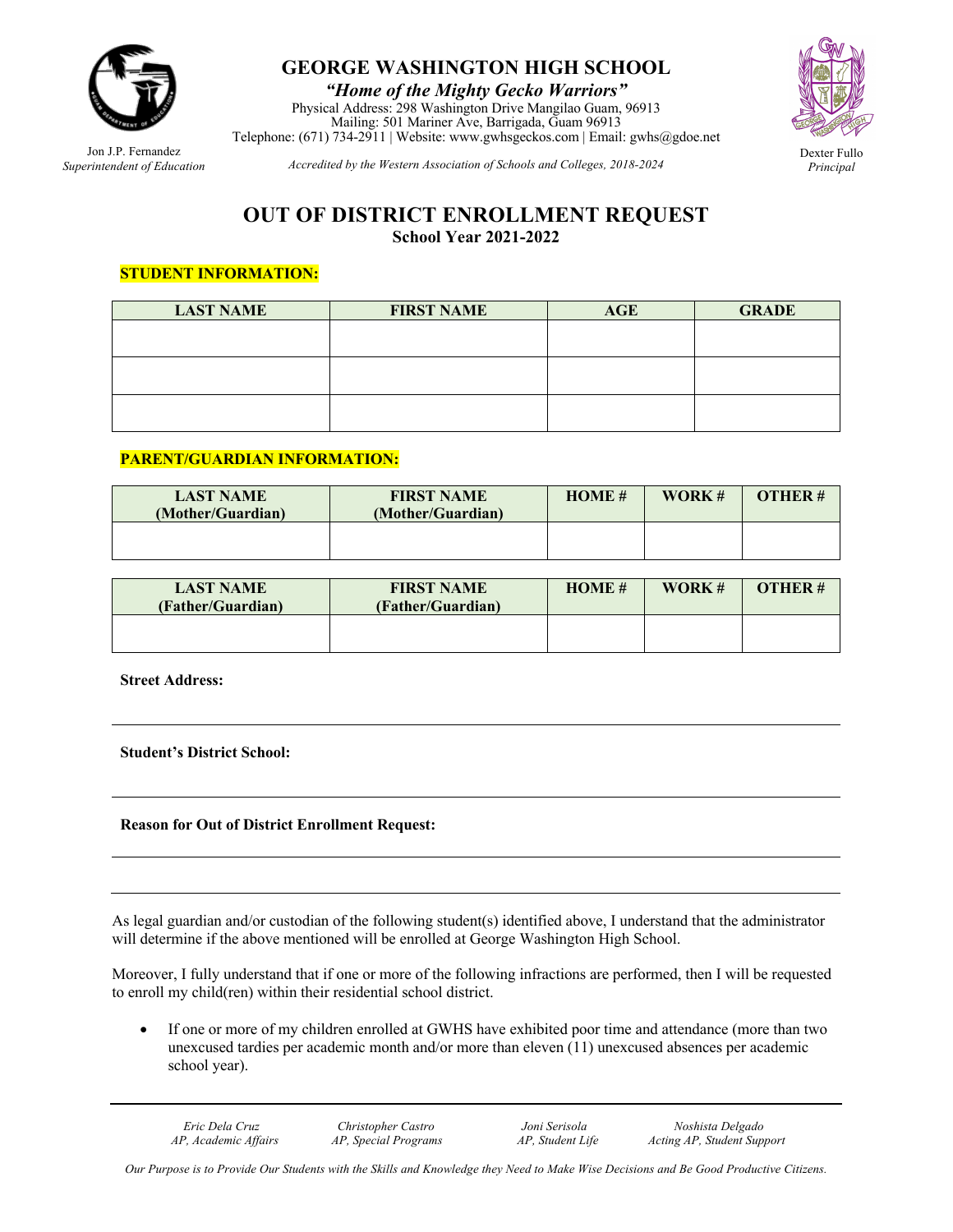# GEORGE WASHINGTON HIGH SCHOOL

*"Home of the Mighty Gecko Warriors"*

Physical Address: 298 Washington Drive Mangilao Guam, 96913
Mailing: 501 Mariner Ave, Barrigada, Guam 96913
Telephone: (671) 734-2911 | Website: www.gwhsgeckos.com | Email: gwhs@gdoe.net

Jon J.P. Fernandez
*Superintendent of Education*

*Accredited by the Western Association of Schools and Colleges, 2018-2024*

Dexter Fullo
*Principal*

## OUT OF DISTRICT ENROLLMENT REQUEST

**School Year 2021-2022**

**STUDENT INFORMATION:**

| LAST NAME | FIRST NAME | AGE | GRADE |
|---|---|---|---|
| | | | |
| | | | |
| | | | |

**PARENT/GUARDIAN INFORMATION:**

| LAST NAME (Mother/Guardian) | FIRST NAME (Mother/Guardian) | HOME # | WORK # | OTHER # |
|---|---|---|---|---|
| | | | | |

| LAST NAME (Father/Guardian) | FIRST NAME (Father/Guardian) | HOME # | WORK # | OTHER # |
|---|---|---|---|---|
| | | | | |

**Street Address:**

---

**Student's District School:**

---

**Reason for Out of District Enrollment Request:**

---

---

As legal guardian and/or custodian of the following student(s) identified above, I understand that the administrator will determine if the above mentioned will be enrolled at George Washington High School.

Moreover, I fully understand that if one or more of the following infractions are performed, then I will be requested to enroll my child(ren) within their residential school district.

- If one or more of my children enrolled at GWHS have exhibited poor time and attendance (more than two unexcused tardies per academic month and/or more than eleven (11) unexcused absences per academic school year).

*Eric Dela Cruz* — *AP, Academic Affairs*
*Christopher Castro* — *AP, Special Programs*
*Joni Serisola* — *AP, Student Life*
*Noshista Delgado* — *Acting AP, Student Support*

*Our Purpose is to Provide Our Students with the Skills and Knowledge they Need to Make Wise Decisions and Be Good Productive Citizens.*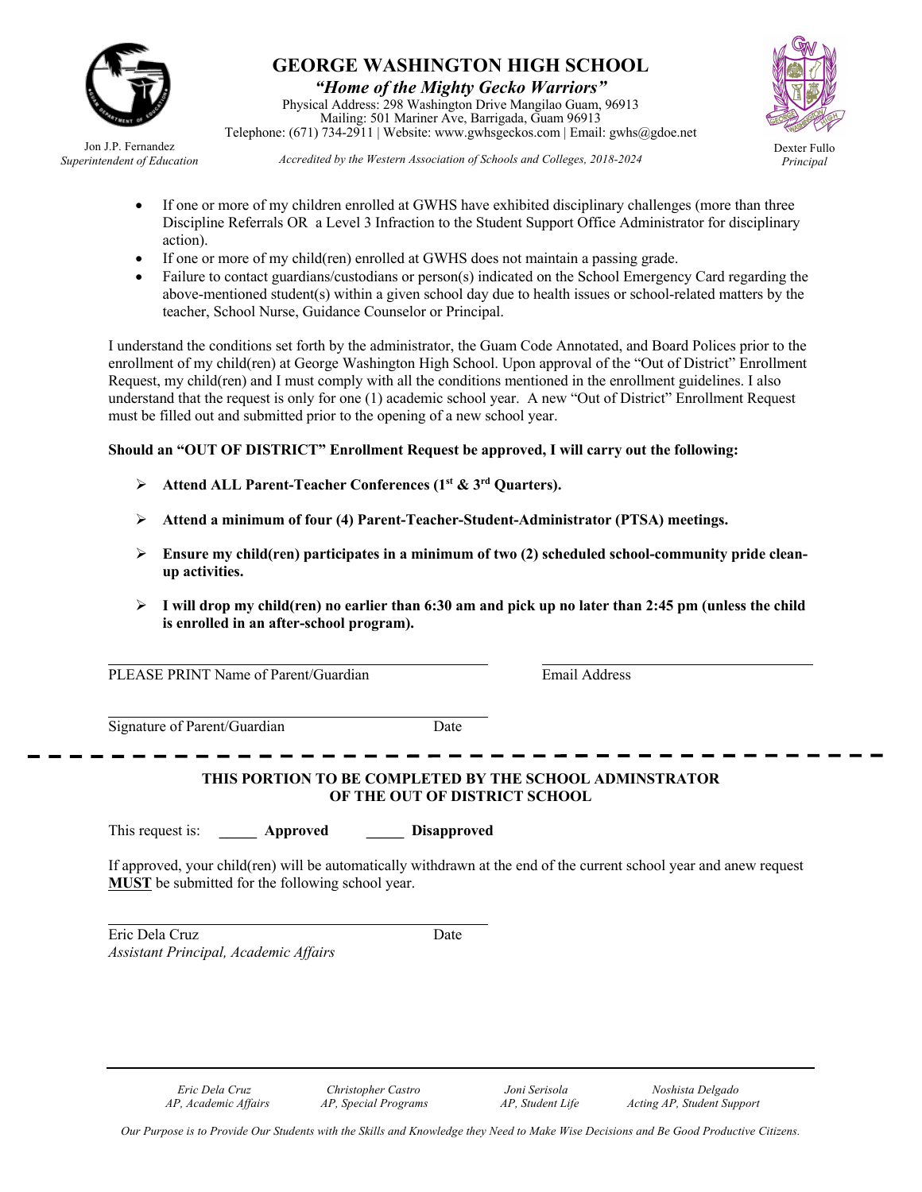# GEORGE WASHINGTON HIGH SCHOOL

*"Home of the Mighty Gecko Warriors"*

Physical Address: 298 Washington Drive Mangilao Guam, 96913
Mailing: 501 Mariner Ave, Barrigada, Guam 96913
Telephone: (671) 734-2911 | Website: www.gwhsgeckos.com | Email: gwhs@gdoe.net

*Accredited by the Western Association of Schools and Colleges, 2018-2024*

Jon J.P. Fernandez
*Superintendent of Education*

Dexter Fullo
*Principal*

- If one or more of my children enrolled at GWHS have exhibited disciplinary challenges (more than three Discipline Referrals OR a Level 3 Infraction to the Student Support Office Administrator for disciplinary action).
- If one or more of my child(ren) enrolled at GWHS does not maintain a passing grade.
- Failure to contact guardians/custodians or person(s) indicated on the School Emergency Card regarding the above-mentioned student(s) within a given school day due to health issues or school-related matters by the teacher, School Nurse, Guidance Counselor or Principal.

I understand the conditions set forth by the administrator, the Guam Code Annotated, and Board Polices prior to the enrollment of my child(ren) at George Washington High School. Upon approval of the "Out of District" Enrollment Request, my child(ren) and I must comply with all the conditions mentioned in the enrollment guidelines. I also understand that the request is only for one (1) academic school year. A new "Out of District" Enrollment Request must be filled out and submitted prior to the opening of a new school year.

**Should an "OUT OF DISTRICT" Enrollment Request be approved, I will carry out the following:**

- **Attend ALL Parent-Teacher Conferences (1st & 3rd Quarters).**
- **Attend a minimum of four (4) Parent-Teacher-Student-Administrator (PTSA) meetings.**
- **Ensure my child(ren) participates in a minimum of two (2) scheduled school-community pride clean-up activities.**
- **I will drop my child(ren) no earlier than 6:30 am and pick up no later than 2:45 pm (unless the child is enrolled in an after-school program).**

______________________________ ______________________________
PLEASE PRINT Name of Parent/Guardian Email Address

______________________________
Signature of Parent/Guardian Date

---

**THIS PORTION TO BE COMPLETED BY THE SCHOOL ADMINSTRATOR OF THE OUT OF DISTRICT SCHOOL**

This request is: _____ **Approved** _____ **Disapproved**

If approved, your child(ren) will be automatically withdrawn at the end of the current school year and anew request **MUST** be submitted for the following school year.

______________________________
Eric Dela Cruz Date
*Assistant Principal, Academic Affairs*

---

*Eric Dela Cruz, AP, Academic Affairs* | *Christopher Castro, AP, Special Programs* | *Joni Serisola, AP, Student Life* | *Noshista Delgado, Acting AP, Student Support*

*Our Purpose is to Provide Our Students with the Skills and Knowledge they Need to Make Wise Decisions and Be Good Productive Citizens.*